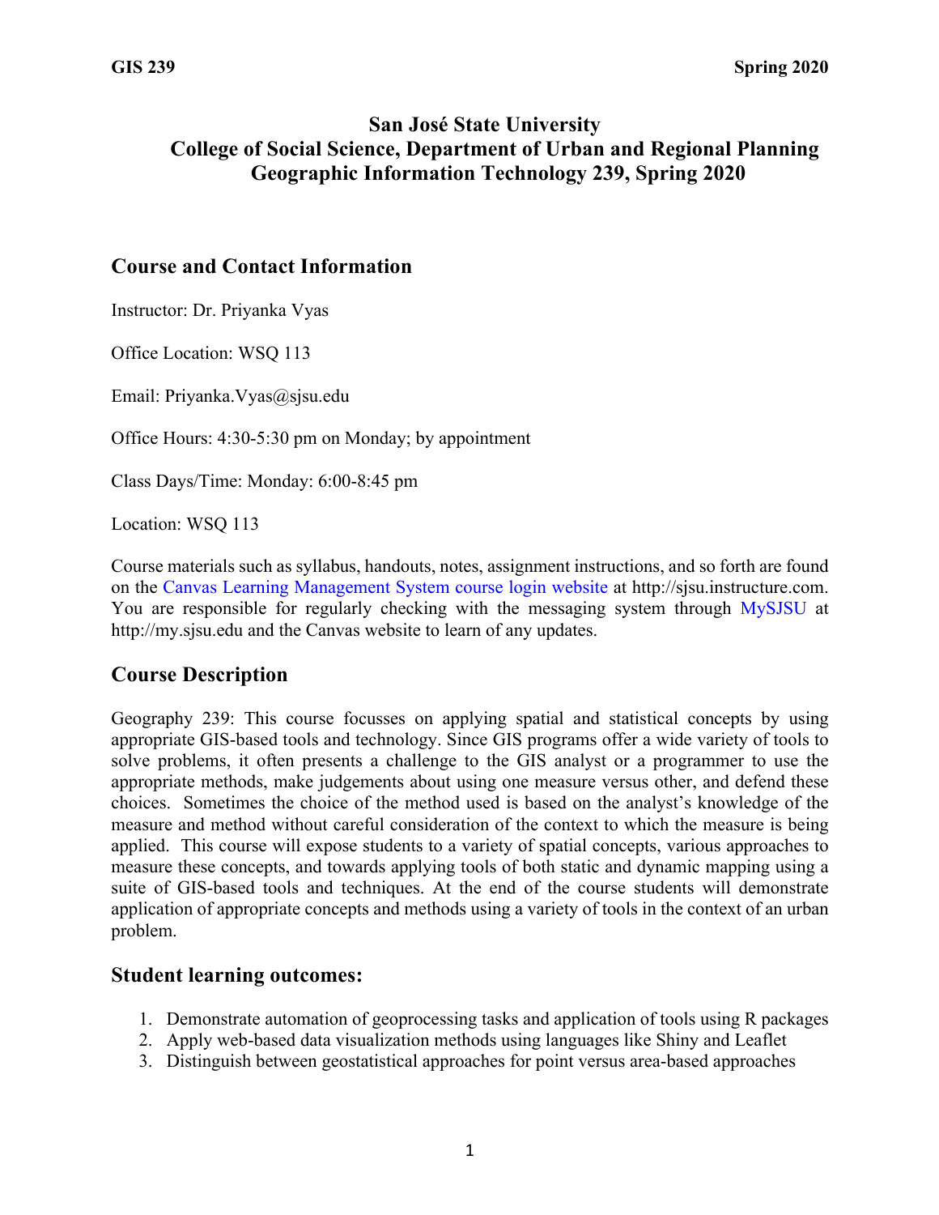# San José State University
# College of Social Science, Department of Urban and Regional Planning
# Geographic Information Technology 239, Spring 2020

## Course and Contact Information

Instructor: Dr. Priyanka Vyas

Office Location: WSQ 113

Email: Priyanka.Vyas@sjsu.edu

Office Hours: 4:30-5:30 pm on Monday; by appointment

Class Days/Time: Monday: 6:00-8:45 pm

Location: WSQ 113

Course materials such as syllabus, handouts, notes, assignment instructions, and so forth are found on the Canvas Learning Management System course login website at http://sjsu.instructure.com. You are responsible for regularly checking with the messaging system through MySJSU at http://my.sjsu.edu and the Canvas website to learn of any updates.

## Course Description

Geography 239: This course focusses on applying spatial and statistical concepts by using appropriate GIS-based tools and technology. Since GIS programs offer a wide variety of tools to solve problems, it often presents a challenge to the GIS analyst or a programmer to use the appropriate methods, make judgements about using one measure versus other, and defend these choices. Sometimes the choice of the method used is based on the analyst's knowledge of the measure and method without careful consideration of the context to which the measure is being applied. This course will expose students to a variety of spatial concepts, various approaches to measure these concepts, and towards applying tools of both static and dynamic mapping using a suite of GIS-based tools and techniques. At the end of the course students will demonstrate application of appropriate concepts and methods using a variety of tools in the context of an urban problem.

## Student learning outcomes:

1. Demonstrate automation of geoprocessing tasks and application of tools using R packages
2. Apply web-based data visualization methods using languages like Shiny and Leaflet
3. Distinguish between geostatistical approaches for point versus area-based approaches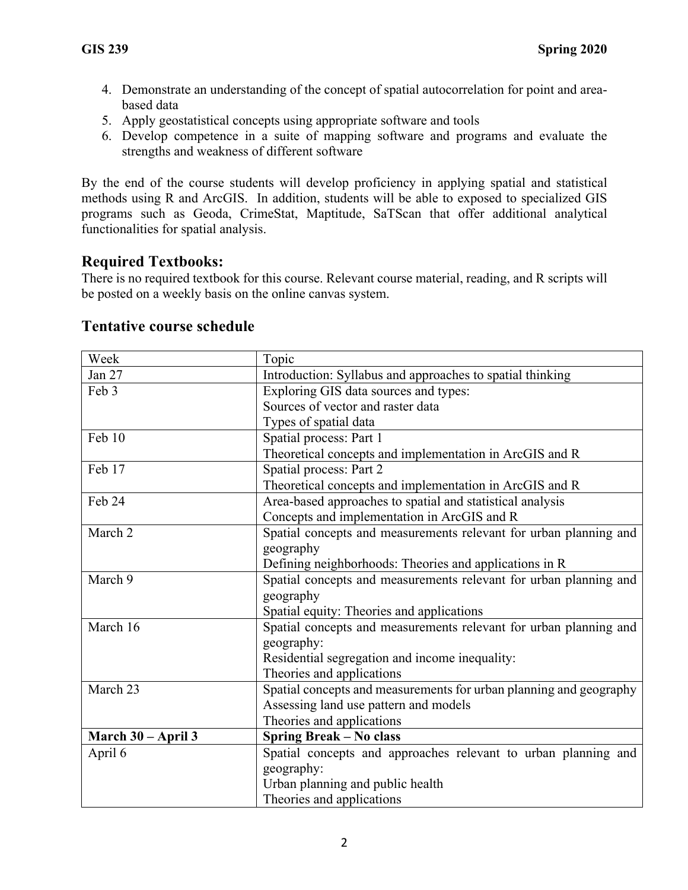4. Demonstrate an understanding of the concept of spatial autocorrelation for point and area-based data
5. Apply geostatistical concepts using appropriate software and tools
6. Develop competence in a suite of mapping software and programs and evaluate the strengths and weakness of different software

By the end of the course students will develop proficiency in applying spatial and statistical methods using R and ArcGIS. In addition, students will be able to exposed to specialized GIS programs such as Geoda, CrimeStat, Maptitude, SaTScan that offer additional analytical functionalities for spatial analysis.

## Required Textbooks:

There is no required textbook for this course. Relevant course material, reading, and R scripts will be posted on a weekly basis on the online canvas system.

## Tentative course schedule

| Week | Topic |
|---|---|
| Jan 27 | Introduction: Syllabus and approaches to spatial thinking |
| Feb 3 | Exploring GIS data sources and types:<br>Sources of vector and raster data<br>Types of spatial data |
| Feb 10 | Spatial process: Part 1<br>Theoretical concepts and implementation in ArcGIS and R |
| Feb 17 | Spatial process: Part 2<br>Theoretical concepts and implementation in ArcGIS and R |
| Feb 24 | Area-based approaches to spatial and statistical analysis<br>Concepts and implementation in ArcGIS and R |
| March 2 | Spatial concepts and measurements relevant for urban planning and geography<br>Defining neighborhoods: Theories and applications in R |
| March 9 | Spatial concepts and measurements relevant for urban planning and geography<br>Spatial equity: Theories and applications |
| March 16 | Spatial concepts and measurements relevant for urban planning and geography:<br>Residential segregation and income inequality:<br>Theories and applications |
| March 23 | Spatial concepts and measurements for urban planning and geography<br>Assessing land use pattern and models<br>Theories and applications |
| **March 30 – April 3** | **Spring Break – No class** |
| April 6 | Spatial concepts and approaches relevant to urban planning and geography:<br>Urban planning and public health<br>Theories and applications |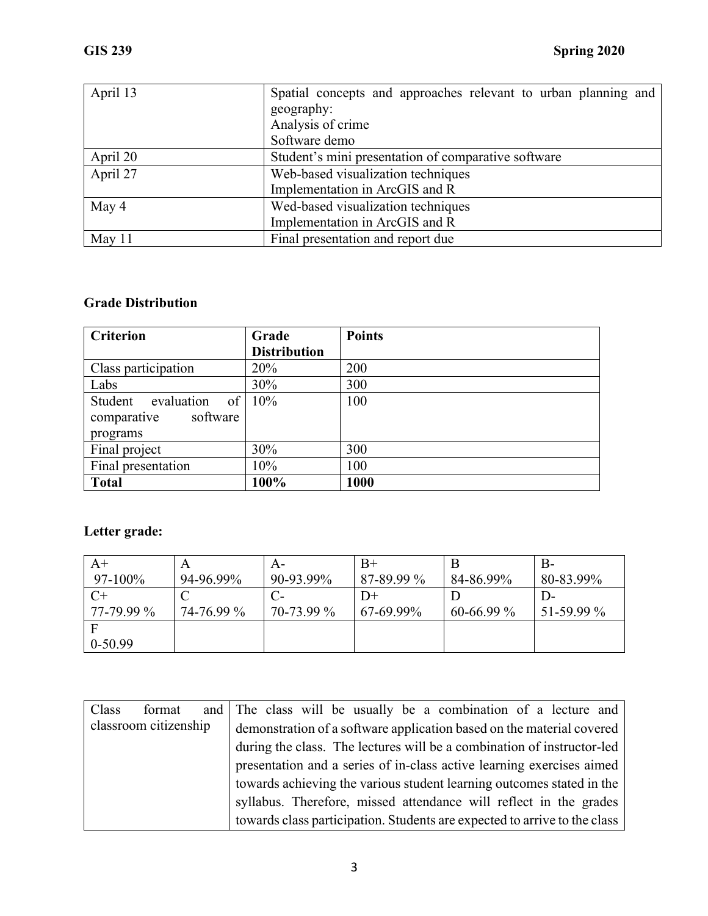| April 13 | Spatial concepts and approaches relevant to urban planning and geography:<br>Analysis of crime<br>Software demo |
|---|---|
| April 20 | Student's mini presentation of comparative software |
| April 27 | Web-based visualization techniques<br>Implementation in ArcGIS and R |
| May 4 | Wed-based visualization techniques<br>Implementation in ArcGIS and R |
| May 11 | Final presentation and report due |

### Grade Distribution

| Criterion | Grade Distribution | Points |
|---|---|---|
| Class participation | 20% | 200 |
| Labs | 30% | 300 |
| Student evaluation of comparative software programs | 10% | 100 |
| Final project | 30% | 300 |
| Final presentation | 10% | 100 |
| **Total** | **100%** | **1000** |

### Letter grade:

| A+<br>97-100% | A<br>94-96.99% | A-<br>90-93.99% | B+<br>87-89.99 % | B<br>84-86.99% | B-<br>80-83.99% |
|---|---|---|---|---|---|
| C+<br>77-79.99 % | C<br>74-76.99 % | C-<br>70-73.99 % | D+<br>67-69.99% | D<br>60-66.99 % | D-<br>51-59.99 % |
| F<br>0-50.99 | | | | | |

| Class format and classroom citizenship | The class will be usually be a combination of a lecture and demonstration of a software application based on the material covered during the class. The lectures will be a combination of instructor-led presentation and a series of in-class active learning exercises aimed towards achieving the various student learning outcomes stated in the syllabus. Therefore, missed attendance will reflect in the grades towards class participation. Students are expected to arrive to the class |
|---|---|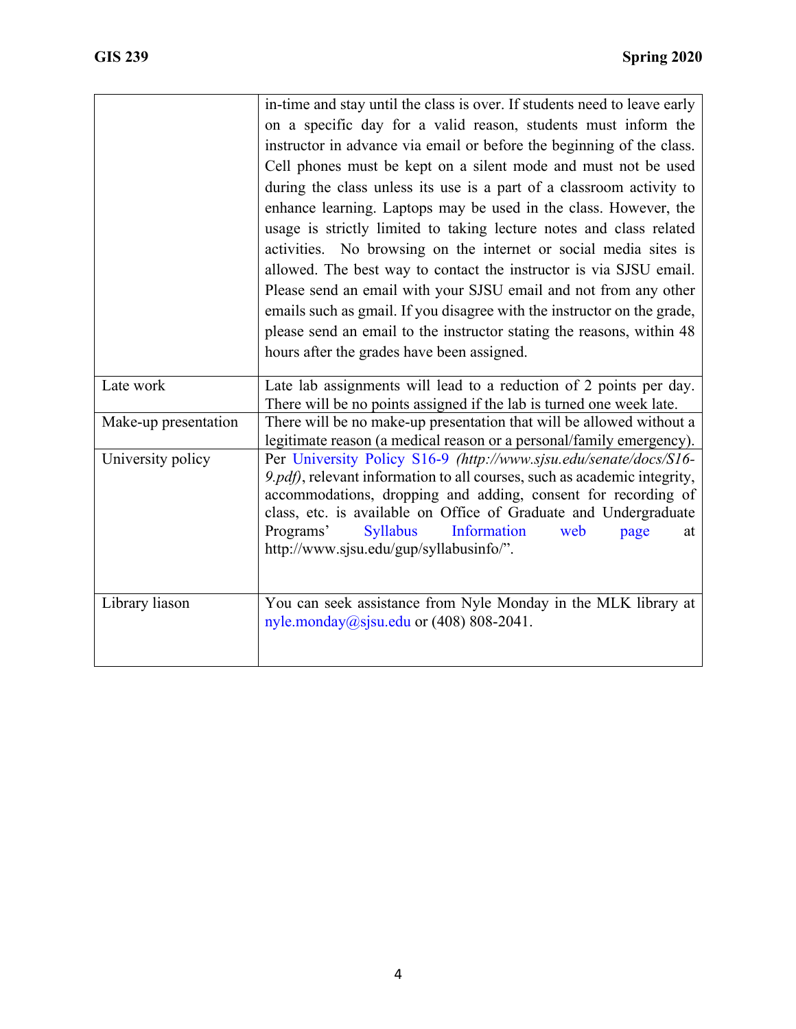| | |
|---|---|
| | in-time and stay until the class is over. If students need to leave early on a specific day for a valid reason, students must inform the instructor in advance via email or before the beginning of the class. Cell phones must be kept on a silent mode and must not be used during the class unless its use is a part of a classroom activity to enhance learning. Laptops may be used in the class. However, the usage is strictly limited to taking lecture notes and class related activities. No browsing on the internet or social media sites is allowed. The best way to contact the instructor is via SJSU email. Please send an email with your SJSU email and not from any other emails such as gmail. If you disagree with the instructor on the grade, please send an email to the instructor stating the reasons, within 48 hours after the grades have been assigned. |
| Late work | Late lab assignments will lead to a reduction of 2 points per day. There will be no points assigned if the lab is turned one week late. |
| Make-up presentation | There will be no make-up presentation that will be allowed without a legitimate reason (a medical reason or a personal/family emergency). |
| University policy | Per University Policy S16-9 *(http://www.sjsu.edu/senate/docs/S16-9.pdf)*, relevant information to all courses, such as academic integrity, accommodations, dropping and adding, consent for recording of class, etc. is available on Office of Graduate and Undergraduate Programs' Syllabus Information web page at http://www.sjsu.edu/gup/syllabusinfo/". |
| Library liason | You can seek assistance from Nyle Monday in the MLK library at nyle.monday@sjsu.edu or (408) 808-2041. |